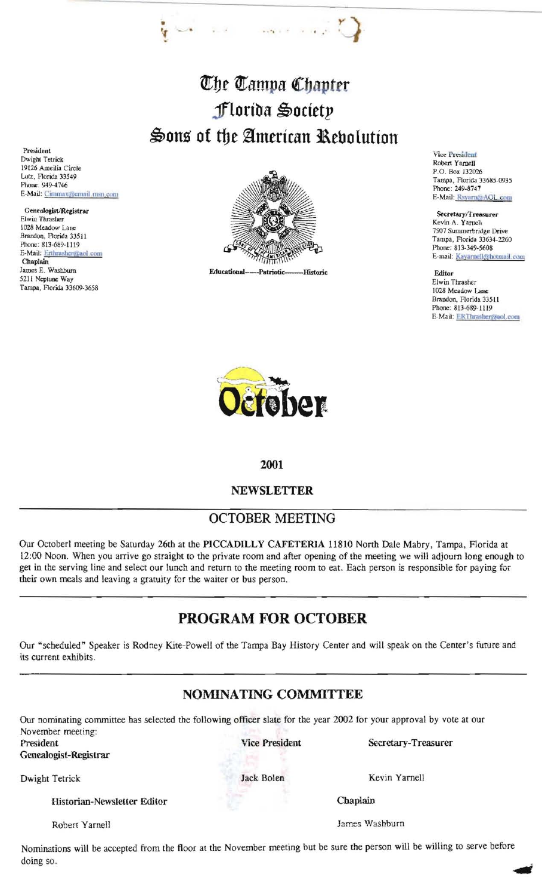# The Tampa Chapter
# Florida Society
# Sons of the American Revolution

**President**
Dwight Tetrick
19126 Ameilia Circle
Lutz, Florida 33549
Phone: 949-4746
E-Mail: Cimmax@email.msn.com

**Genealogist/Registrar**
Elwin Thrasher
1028 Meadow Lane
Brandon, Florida 33511
Phone: 813-689-1119
E-Mail: Erthrasher@aol.com

**Chaplain**
James E. Washburn
5211 Neptune Way
Tampa, Florida 33609-3658

Educational-----Patriotic-------Historic

**Vice President**
Robert Yarnell
P.O. Box 132026
Tampa, Florida 33685-0935
Phone: 249-8747
E-Mail: Rsyarn@AOL.com

**Secretary/Treasurer**
Kevin A. Yarnell
7507 Summerbridge Drive
Tampa, Florida 33634-2260
Phone: 813-349-5608
E-mail: Kayarnell@hotmail.com

**Editor**
Elwin Thrasher
1028 Meadow Lane
Brandon, Florida 33511
Phone: 813-689-1119
E-Mail: ERThrasher@aol.com

October

**2001**

**NEWSLETTER**

## OCTOBER MEETING

Our Octoberl meeting be Saturday 26th at the **PICCADILLY CAFETERIA** 11810 North Dale Mabry, Tampa, Florida at 12:00 Noon. When you arrive go straight to the private room and after opening of the meeting we will adjourn long enough to get in the serving line and select our lunch and return to the meeting room to eat. Each person is responsible for paying for their own meals and leaving a gratuity for the waiter or bus person.

## PROGRAM FOR OCTOBER

Our "scheduled" Speaker is Rodney Kite-Powell of the Tampa Bay History Center and will speak on the Center's future and its current exhibits.

## NOMINATING COMMITTEE

Our nominating committee has selected the following officer slate for the year 2002 for your approval by vote at our November meeting:

| President Genealogist-Registrar | Vice President | Secretary-Treasurer |
|---|---|---|
| Dwight Tetrick | Jack Bolen | Kevin Yarnell |
| **Historian-Newsletter Editor** | | **Chaplain** |
| Robert Yarnell | | James Washburn |

Nominations will be accepted from the floor at the November meeting but be sure the person will be willing to serve before doing so.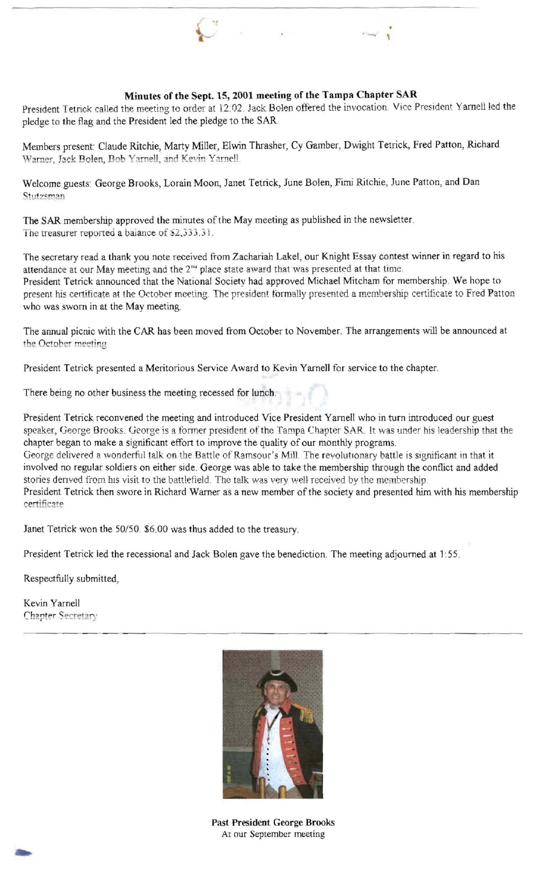**Minutes of the Sept. 15, 2001 meeting of the Tampa Chapter SAR**

President Tetrick called the meeting to order at 12:02. Jack Bolen offered the invocation. Vice President Yarnell led the pledge to the flag and the President led the pledge to the SAR.

Members present: Claude Ritchie, Marty Miller, Elwin Thrasher, Cy Gamber, Dwight Tetrick, Fred Patton, Richard Warner, Jack Bolen, Bob Yarnell, and Kevin Yarnell.

Welcome guests: George Brooks, Lorain Moon, Janet Tetrick, June Bolen, Fimi Ritchie, June Patton, and Dan Stutzsman

The SAR membership approved the minutes of the May meeting as published in the newsletter. The treasurer reported a balance of $2,333.31.

The secretary read a thank you note received from Zachariah Lakel, our Knight Essay contest winner in regard to his attendance at our May meeting and the 2nd place state award that was presented at that time.
President Tetrick announced that the National Society had approved Michael Mitcham for membership. We hope to present his certificate at the October meeting. The president formally presented a membership certificate to Fred Patton who was sworn in at the May meeting.

The annual picnic with the CAR has been moved from October to November. The arrangements will be announced at the October meeting.

President Tetrick presented a Meritorious Service Award to Kevin Yarnell for service to the chapter.

There being no other business the meeting recessed for lunch.

President Tetrick reconvened the meeting and introduced Vice President Yarnell who in turn introduced our guest speaker, George Brooks. George is a former president of the Tampa Chapter SAR. It was under his leadership that the chapter began to make a significant effort to improve the quality of our monthly programs.
George delivered a wonderful talk on the Battle of Ramsour's Mill. The revolutionary battle is significant in that it involved no regular soldiers on either side. George was able to take the membership through the conflict and added stories derived from his visit to the battlefield. The talk was very well received by the membership.
President Tetrick then swore in Richard Warner as a new member of the society and presented him with his membership certificate.

Janet Tetrick won the 50/50. $6.00 was thus added to the treasury.

President Tetrick led the recessional and Jack Bolen gave the benediction. The meeting adjourned at 1:55.

Respectfully submitted,

Kevin Yarnell
Chapter Secretary

---

**Past President George Brooks**
At our September meeting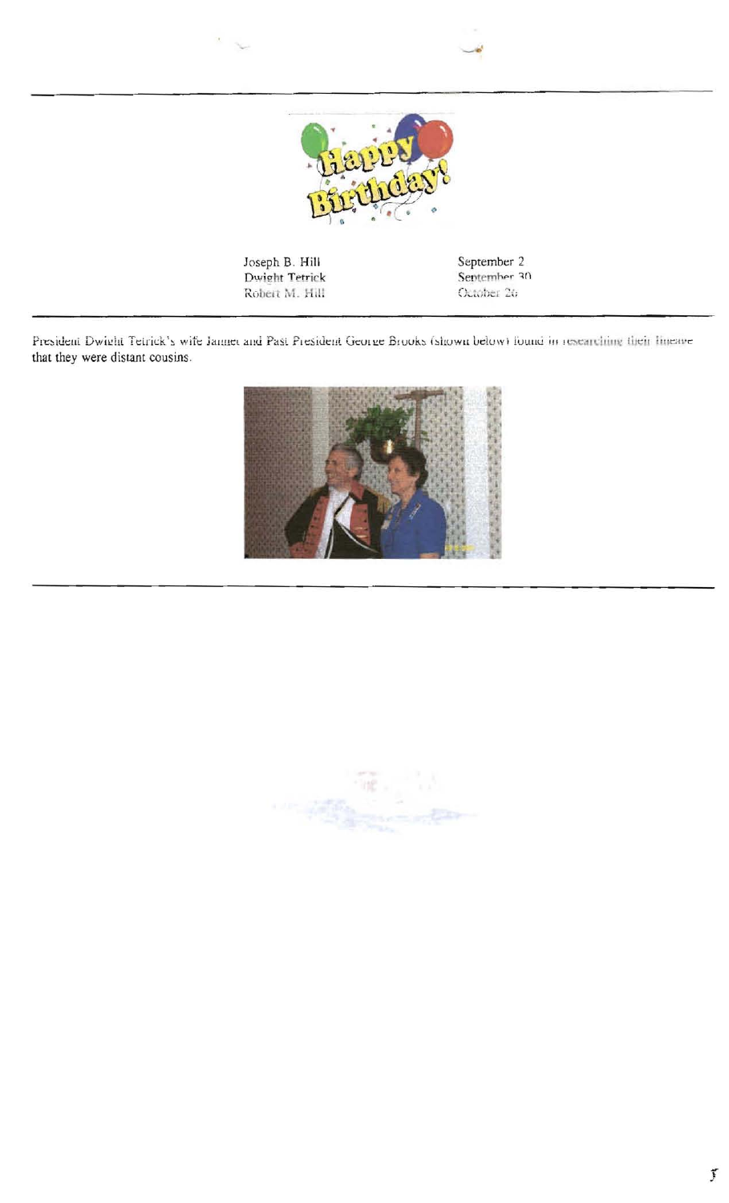| | |
|---|---|
| Joseph B. Hill | September 2 |
| Dwight Tetrick | September 30 |
| Robert M. Hill | October 26 |

President Dwight Tetrick's wife Jannet and Past President George Brooks (shown below) found in researching their lineage that they were distant cousins.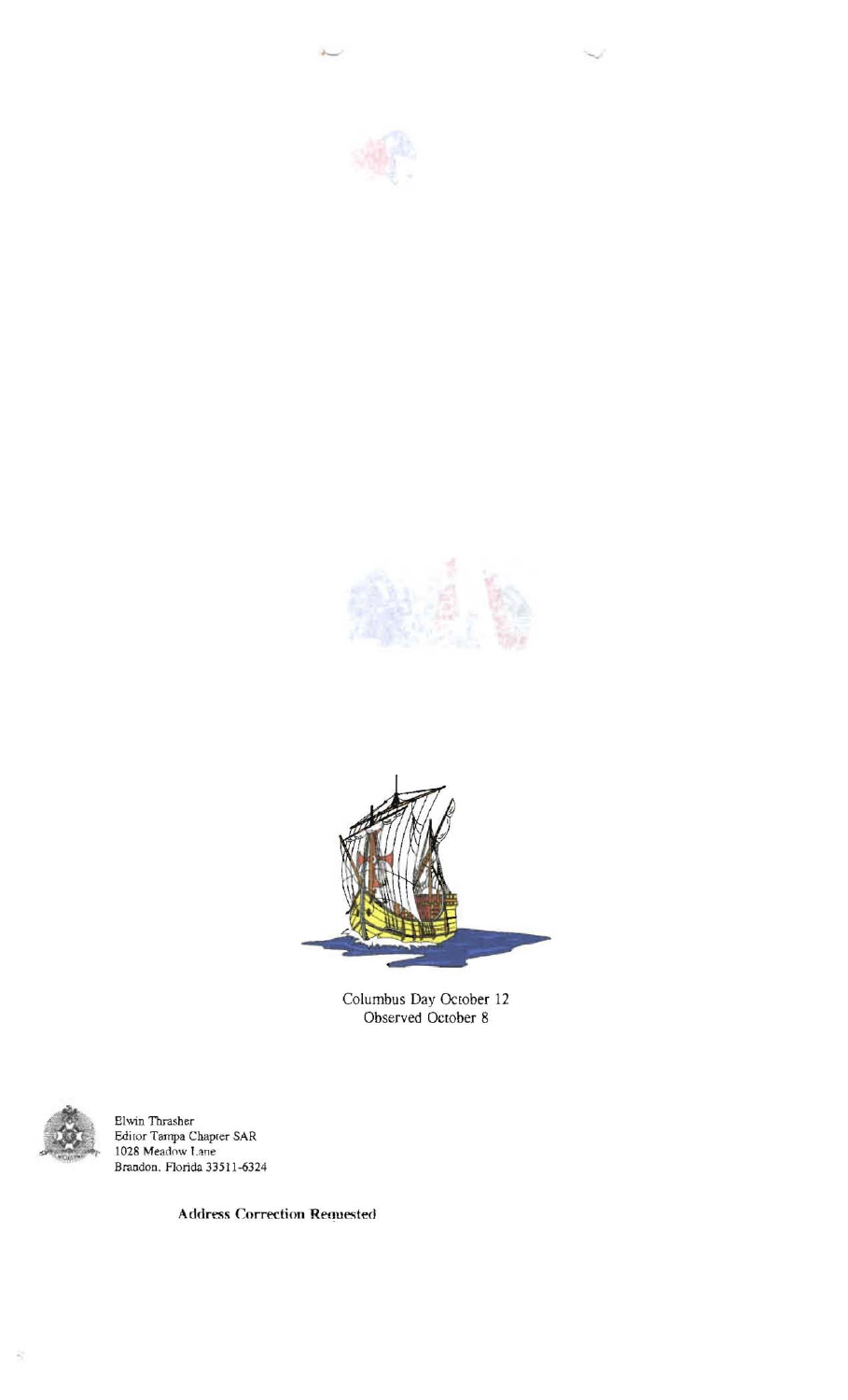Columbus Day October 12
Observed October 8

Elwin Thrasher
Editor Tampa Chapter SAR
1028 Meadow Lane
Brandon, Florida 33511-6324

**Address Correction Requested**